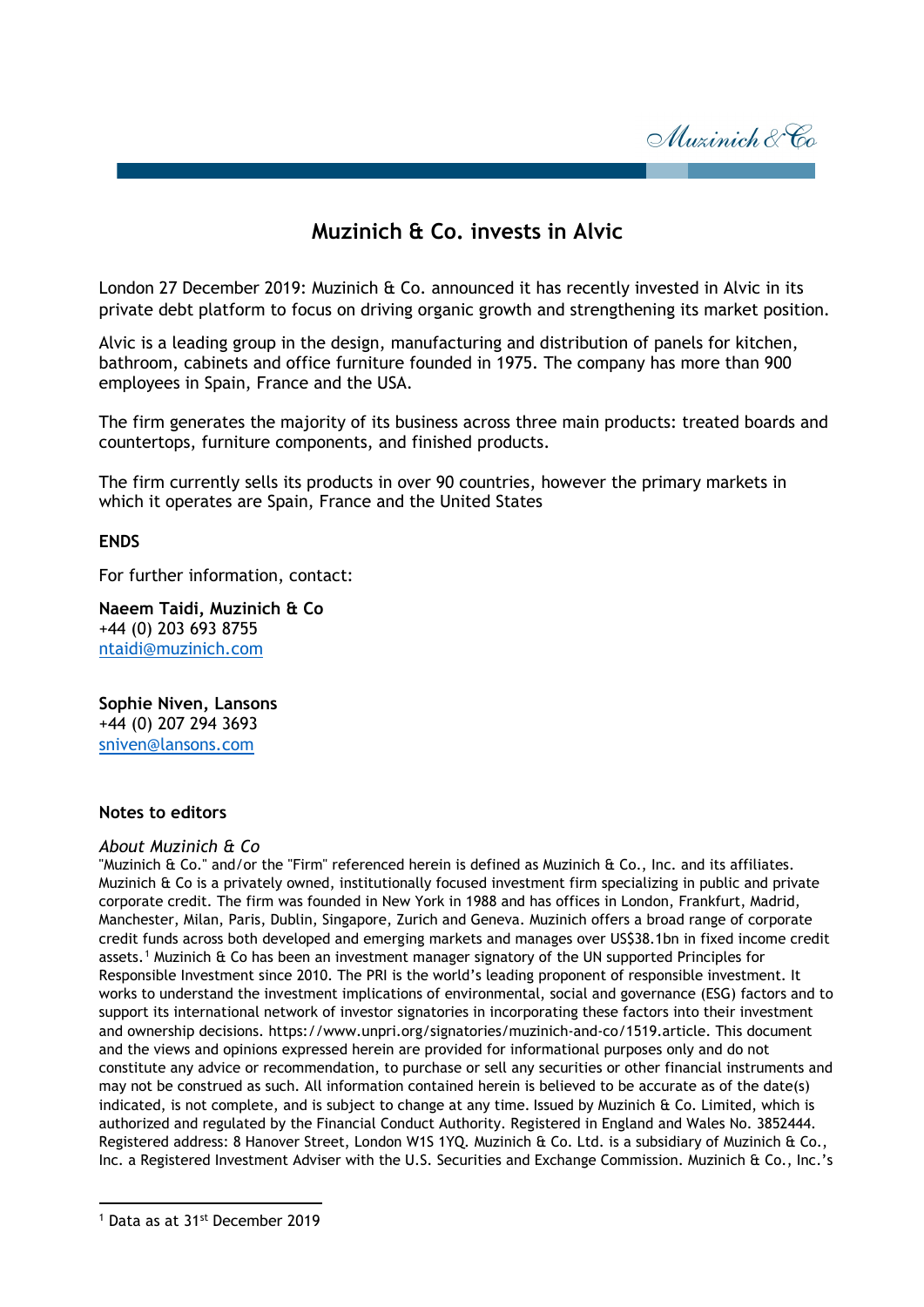# Muzinich & Co. invests in Alvic

London 27 December 2019: Muzinich & Co. announced it has recently invested in Alvic in its private debt platform to focus on driving organic growth and strengthening its market position.

Alvic is a leading group in the design, manufacturing and distribution of panels for kitchen, bathroom, cabinets and office furniture founded in 1975. The company has more than 900 employees in Spain, France and the USA.

The firm generates the majority of its business across three main products: treated boards and countertops, furniture components, and finished products.

The firm currently sells its products in over 90 countries, however the primary markets in which it operates are Spain, France and the United States

**ENDS**

For further information, contact:

**Naeem Taidi, Muzinich & Co**
+44 (0) 203 693 8755
ntaidi@muzinich.com

**Sophie Niven, Lansons**
+44 (0) 207 294 3693
sniven@lansons.com

**Notes to editors**

*About Muzinich & Co*

"Muzinich & Co." and/or the "Firm" referenced herein is defined as Muzinich & Co., Inc. and its affiliates. Muzinich & Co is a privately owned, institutionally focused investment firm specializing in public and private corporate credit. The firm was founded in New York in 1988 and has offices in London, Frankfurt, Madrid, Manchester, Milan, Paris, Dublin, Singapore, Zurich and Geneva. Muzinich offers a broad range of corporate credit funds across both developed and emerging markets and manages over US$38.1bn in fixed income credit assets.[1] Muzinich & Co has been an investment manager signatory of the UN supported Principles for Responsible Investment since 2010. The PRI is the world's leading proponent of responsible investment. It works to understand the investment implications of environmental, social and governance (ESG) factors and to support its international network of investor signatories in incorporating these factors into their investment and ownership decisions. https://www.unpri.org/signatories/muzinich-and-co/1519.article. This document and the views and opinions expressed herein are provided for informational purposes only and do not constitute any advice or recommendation, to purchase or sell any securities or other financial instruments and may not be construed as such. All information contained herein is believed to be accurate as of the date(s) indicated, is not complete, and is subject to change at any time. Issued by Muzinich & Co. Limited, which is authorized and regulated by the Financial Conduct Authority. Registered in England and Wales No. 3852444. Registered address: 8 Hanover Street, London W1S 1YQ. Muzinich & Co. Ltd. is a subsidiary of Muzinich & Co., Inc. a Registered Investment Adviser with the U.S. Securities and Exchange Commission. Muzinich & Co., Inc.'s

[1] Data as at 31st December 2019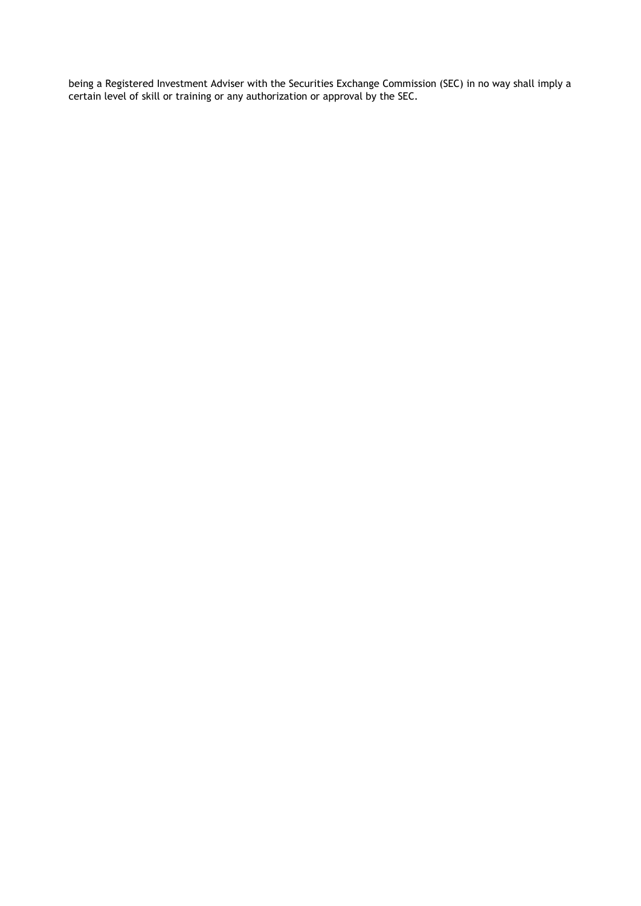being a Registered Investment Adviser with the Securities Exchange Commission (SEC) in no way shall imply a certain level of skill or training or any authorization or approval by the SEC.